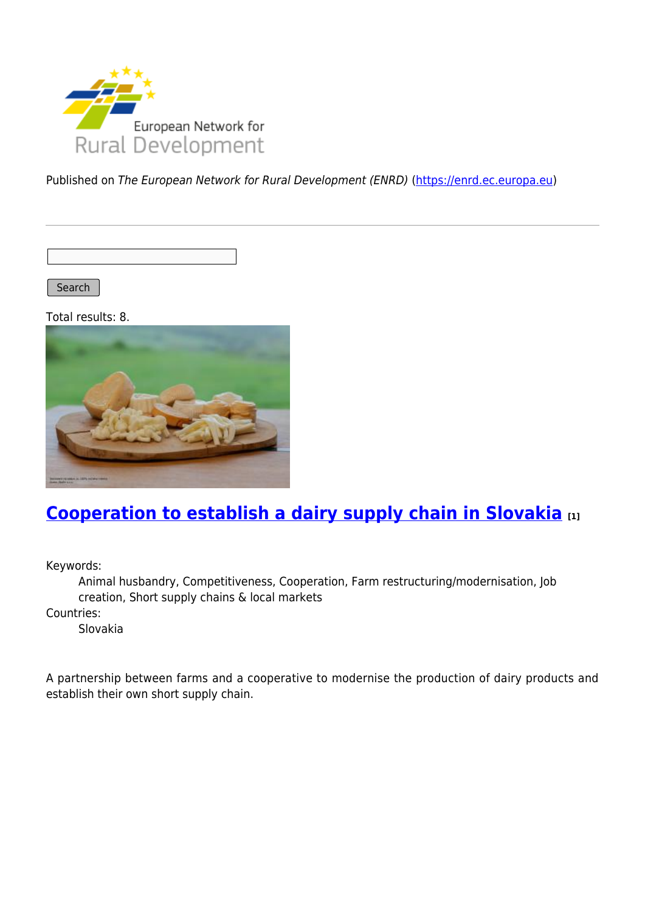European Network for Rural Development

Published on *The European Network for Rural Development (ENRD)* (https://enrd.ec.europa.eu)

Search

Total results: 8.

## Cooperation to establish a dairy supply chain in Slovakia [1]

Keywords:

Animal husbandry, Competitiveness, Cooperation, Farm restructuring/modernisation, Job creation, Short supply chains & local markets

Countries:

Slovakia

A partnership between farms and a cooperative to modernise the production of dairy products and establish their own short supply chain.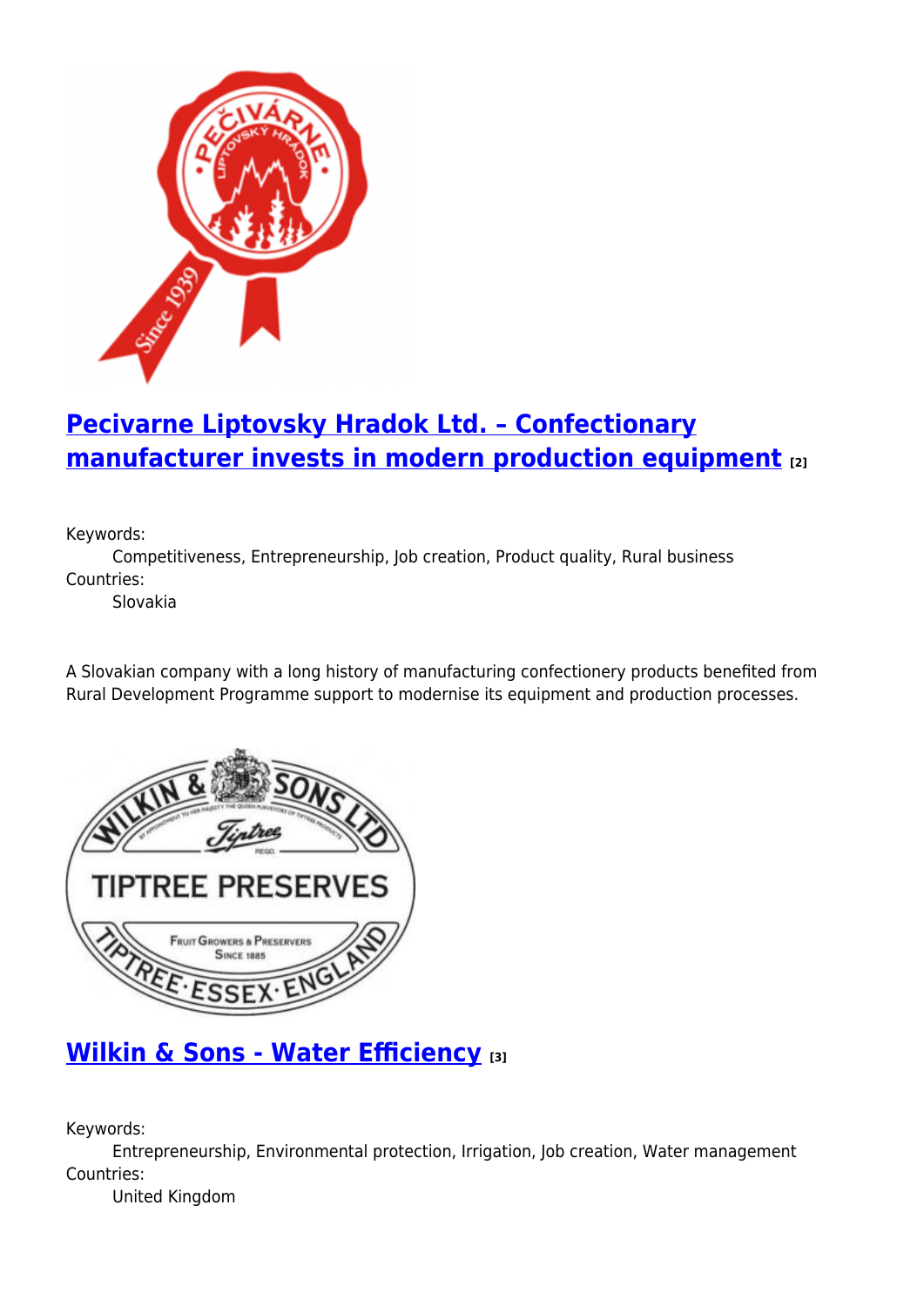## Pecivarne Liptovsky Hradok Ltd. – Confectionary manufacturer invests in modern production equipment [2]

Keywords:
Competitiveness, Entrepreneurship, Job creation, Product quality, Rural business

Countries:
Slovakia

A Slovakian company with a long history of manufacturing confectionery products benefited from Rural Development Programme support to modernise its equipment and production processes.

## Wilkin & Sons - Water Efficiency [3]

Keywords:
Entrepreneurship, Environmental protection, Irrigation, Job creation, Water management

Countries:
United Kingdom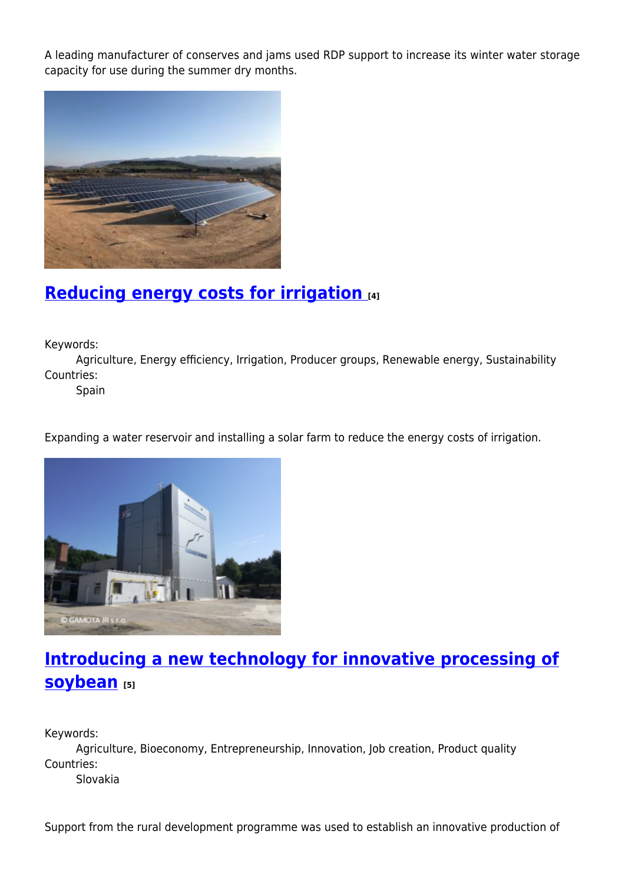A leading manufacturer of conserves and jams used RDP support to increase its winter water storage capacity for use during the summer dry months.

## Reducing energy costs for irrigation [4]

Keywords:
Agriculture, Energy efficiency, Irrigation, Producer groups, Renewable energy, Sustainability

Countries:
Spain

Expanding a water reservoir and installing a solar farm to reduce the energy costs of irrigation.

## Introducing a new technology for innovative processing of soybean [5]

Keywords:
Agriculture, Bioeconomy, Entrepreneurship, Innovation, Job creation, Product quality

Countries:
Slovakia

Support from the rural development programme was used to establish an innovative production of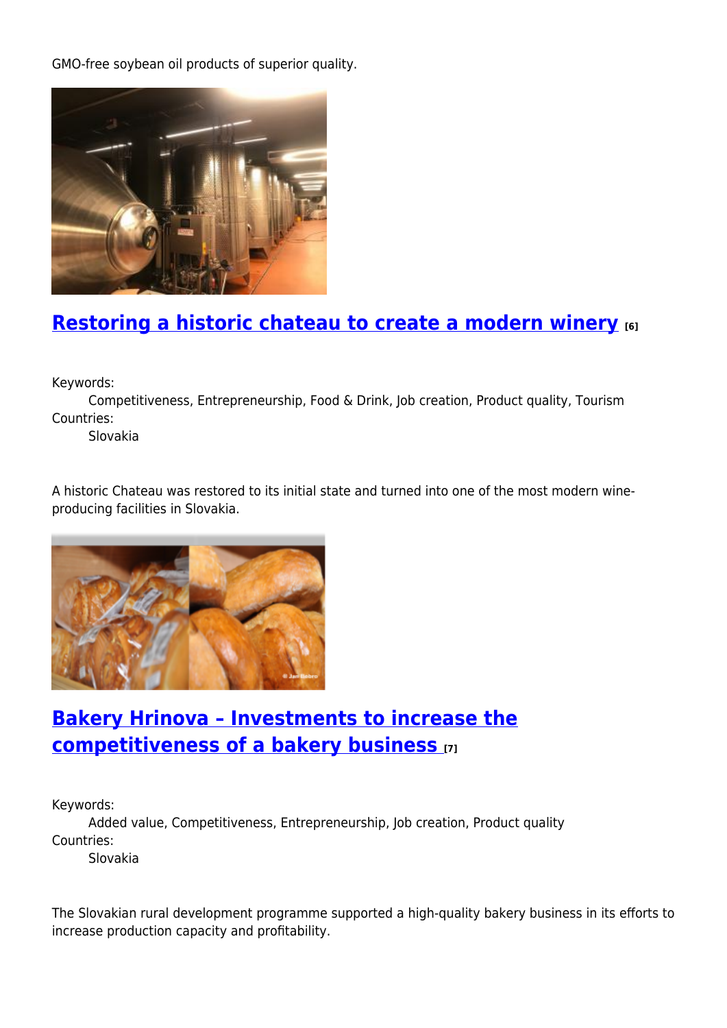GMO-free soybean oil products of superior quality.

## [Restoring a historic chateau to create a modern winery](#) [6]

Keywords:
    Competitiveness, Entrepreneurship, Food & Drink, Job creation, Product quality, Tourism
Countries:
    Slovakia

A historic Chateau was restored to its initial state and turned into one of the most modern wine-producing facilities in Slovakia.

## [Bakery Hrinova – Investments to increase the competitiveness of a bakery business](#) [7]

Keywords:
    Added value, Competitiveness, Entrepreneurship, Job creation, Product quality
Countries:
    Slovakia

The Slovakian rural development programme supported a high-quality bakery business in its efforts to increase production capacity and profitability.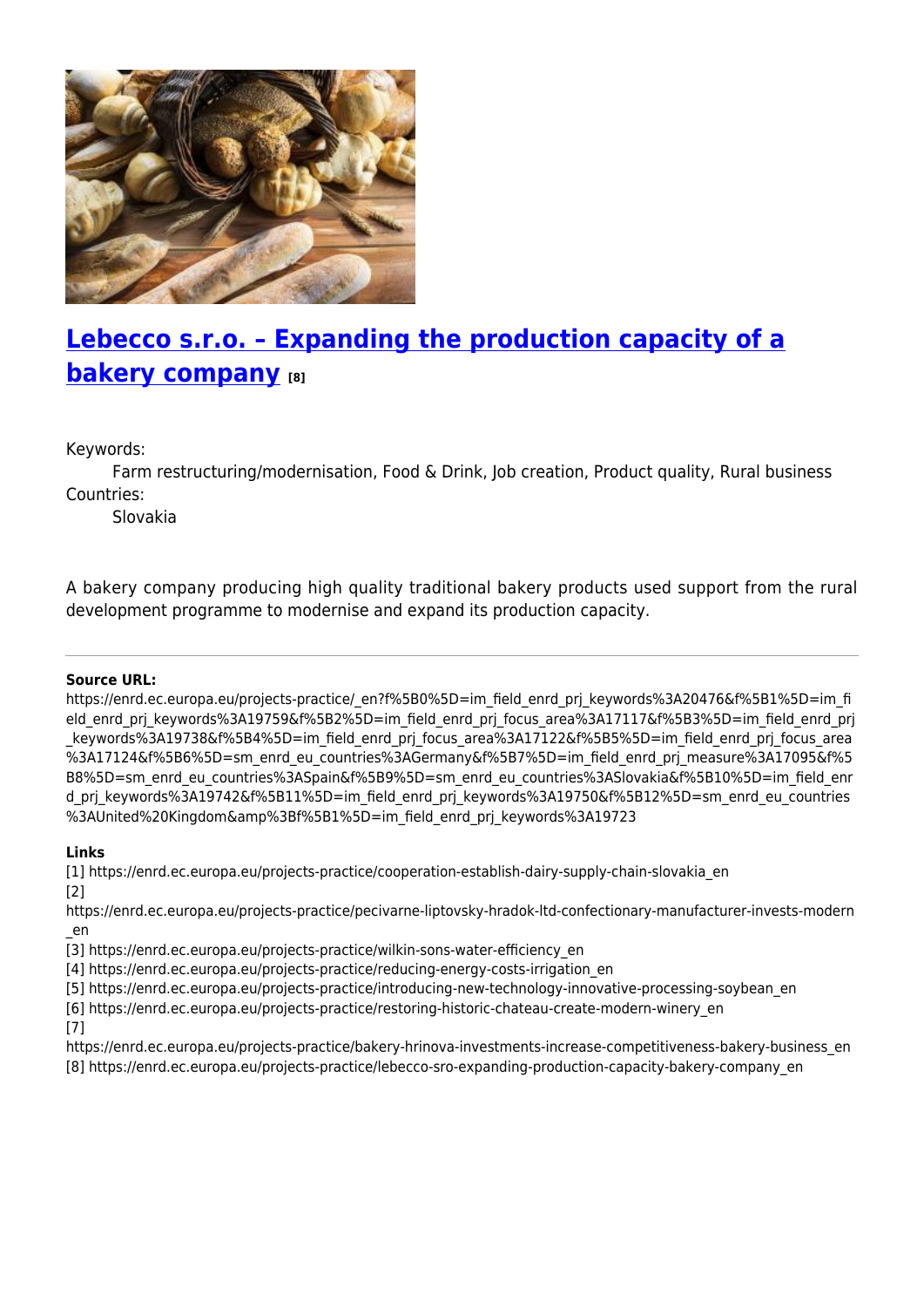## Lebecco s.r.o. – Expanding the production capacity of a bakery company [8]

Keywords:

Farm restructuring/modernisation, Food & Drink, Job creation, Product quality, Rural business

Countries:

Slovakia

A bakery company producing high quality traditional bakery products used support from the rural development programme to modernise and expand its production capacity.

---

**Source URL:**
https://enrd.ec.europa.eu/projects-practice/_en?f%5B0%5D=im_field_enrd_prj_keywords%3A20476&f%5B1%5D=im_field_enrd_prj_keywords%3A19759&f%5B2%5D=im_field_enrd_prj_focus_area%3A17117&f%5B3%5D=im_field_enrd_prj_keywords%3A19738&f%5B4%5D=im_field_enrd_prj_focus_area%3A17122&f%5B5%5D=im_field_enrd_prj_focus_area%3A17124&f%5B6%5D=sm_enrd_eu_countries%3AGermany&f%5B7%5D=im_field_enrd_prj_measure%3A17095&f%5B8%5D=sm_enrd_eu_countries%3ASpain&f%5B9%5D=sm_enrd_eu_countries%3ASlovakia&f%5B10%5D=im_field_enrd_prj_keywords%3A19742&f%5B11%5D=im_field_enrd_prj_keywords%3A19750&f%5B12%5D=sm_enrd_eu_countries%3AUnited%20Kingdom&amp%3Bf%5B1%5D=im_field_enrd_prj_keywords%3A19723

**Links**

[1] https://enrd.ec.europa.eu/projects-practice/cooperation-establish-dairy-supply-chain-slovakia_en
[2] https://enrd.ec.europa.eu/projects-practice/pecivarne-liptovsky-hradok-ltd-confectionary-manufacturer-invests-modern_en
[3] https://enrd.ec.europa.eu/projects-practice/wilkin-sons-water-efficiency_en
[4] https://enrd.ec.europa.eu/projects-practice/reducing-energy-costs-irrigation_en
[5] https://enrd.ec.europa.eu/projects-practice/introducing-new-technology-innovative-processing-soybean_en
[6] https://enrd.ec.europa.eu/projects-practice/restoring-historic-chateau-create-modern-winery_en
[7] https://enrd.ec.europa.eu/projects-practice/bakery-hrinova-investments-increase-competitiveness-bakery-business_en
[8] https://enrd.ec.europa.eu/projects-practice/lebecco-sro-expanding-production-capacity-bakery-company_en